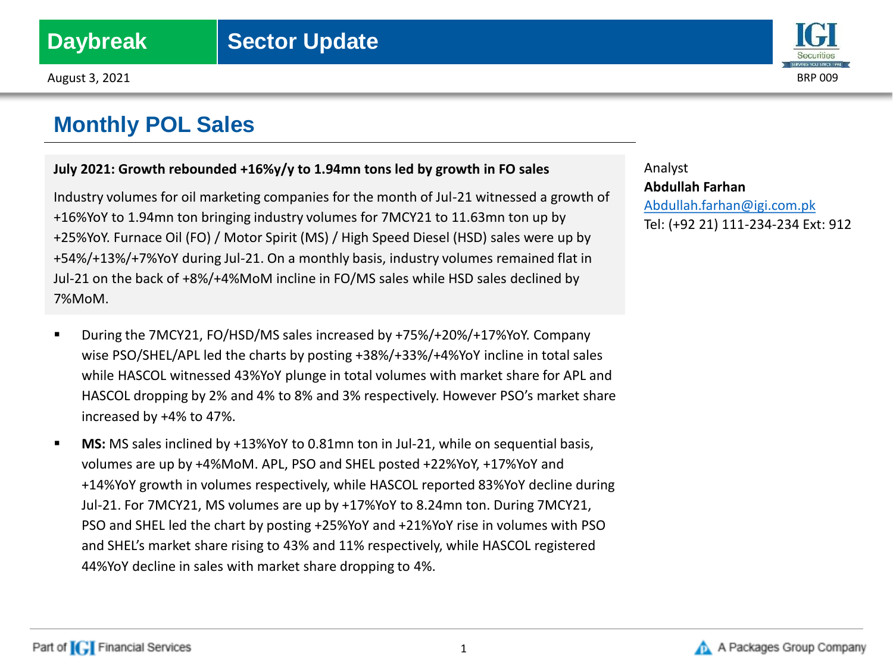Daybreak | Sector Update

August 3, 2021

BRP 009

# Monthly POL Sales

**July 2021: Growth rebounded +16%y/y to 1.94mn tons led by growth in FO sales**

Industry volumes for oil marketing companies for the month of Jul-21 witnessed a growth of +16%YoY to 1.94mn ton bringing industry volumes for 7MCY21 to 11.63mn ton up by +25%YoY. Furnace Oil (FO) / Motor Spirit (MS) / High Speed Diesel (HSD) sales were up by +54%/+13%/+7%YoY during Jul-21. On a monthly basis, industry volumes remained flat in Jul-21 on the back of +8%/+4%MoM incline in FO/MS sales while HSD sales declined by 7%MoM.

- During the 7MCY21, FO/HSD/MS sales increased by +75%/+20%/+17%YoY. Company wise PSO/SHEL/APL led the charts by posting +38%/+33%/+4%YoY incline in total sales while HASCOL witnessed 43%YoY plunge in total volumes with market share for APL and HASCOL dropping by 2% and 4% to 8% and 3% respectively. However PSO's market share increased by +4% to 47%.
- **MS:** MS sales inclined by +13%YoY to 0.81mn ton in Jul-21, while on sequential basis, volumes are up by +4%MoM. APL, PSO and SHEL posted +22%YoY, +17%YoY and +14%YoY growth in volumes respectively, while HASCOL reported 83%YoY decline during Jul-21. For 7MCY21, MS volumes are up by +17%YoY to 8.24mn ton. During 7MCY21, PSO and SHEL led the chart by posting +25%YoY and +21%YoY rise in volumes with PSO and SHEL's market share rising to 43% and 11% respectively, while HASCOL registered 44%YoY decline in sales with market share dropping to 4%.

Analyst
**Abdullah Farhan**
Abdullah.farhan@igi.com.pk
Tel: (+92 21) 111-234-234 Ext: 912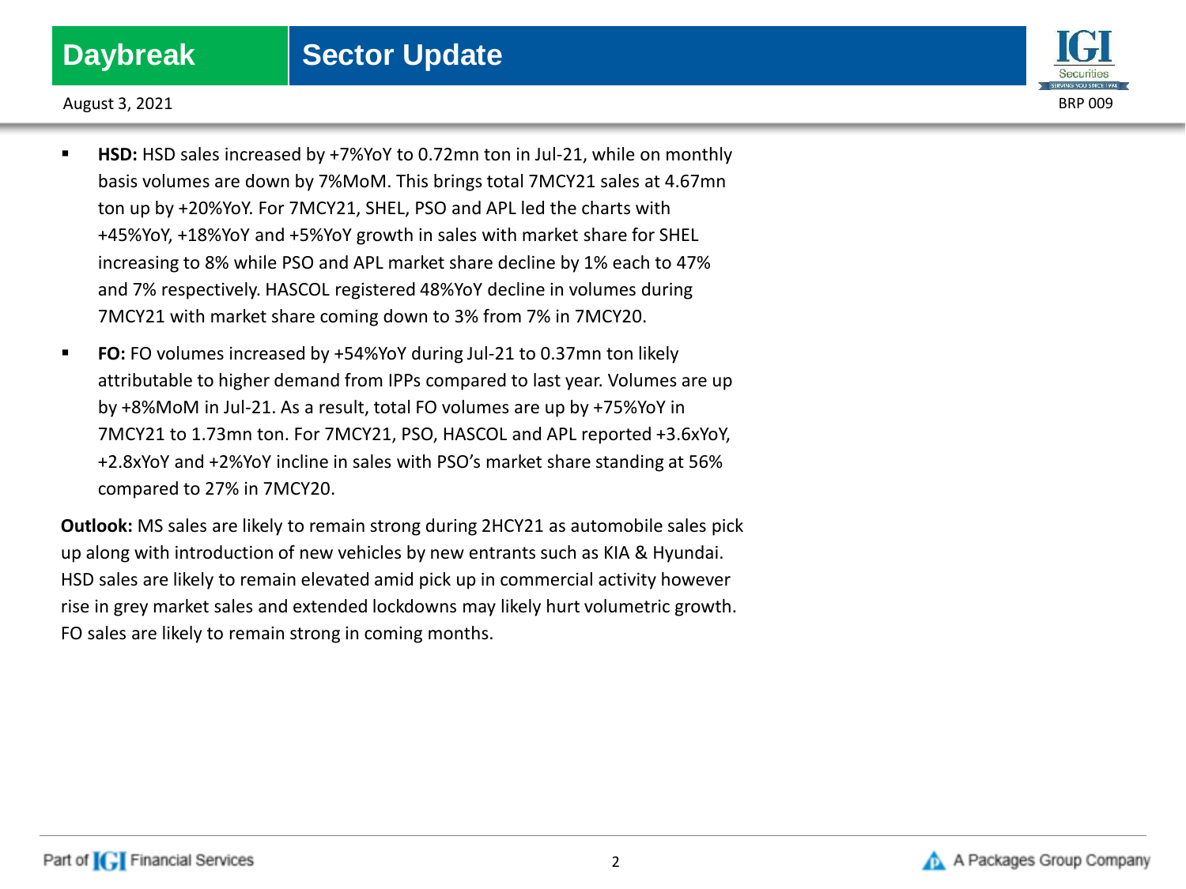- **HSD:** HSD sales increased by +7%YoY to 0.72mn ton in Jul-21, while on monthly basis volumes are down by 7%MoM. This brings total 7MCY21 sales at 4.67mn ton up by +20%YoY. For 7MCY21, SHEL, PSO and APL led the charts with +45%YoY, +18%YoY and +5%YoY growth in sales with market share for SHEL increasing to 8% while PSO and APL market share decline by 1% each to 47% and 7% respectively. HASCOL registered 48%YoY decline in volumes during 7MCY21 with market share coming down to 3% from 7% in 7MCY20.
- **FO:** FO volumes increased by +54%YoY during Jul-21 to 0.37mn ton likely attributable to higher demand from IPPs compared to last year. Volumes are up by +8%MoM in Jul-21. As a result, total FO volumes are up by +75%YoY in 7MCY21 to 1.73mn ton. For 7MCY21, PSO, HASCOL and APL reported +3.6xYoY, +2.8xYoY and +2%YoY incline in sales with PSO's market share standing at 56% compared to 27% in 7MCY20.

**Outlook:** MS sales are likely to remain strong during 2HCY21 as automobile sales pick up along with introduction of new vehicles by new entrants such as KIA & Hyundai. HSD sales are likely to remain elevated amid pick up in commercial activity however rise in grey market sales and extended lockdowns may likely hurt volumetric growth. FO sales are likely to remain strong in coming months.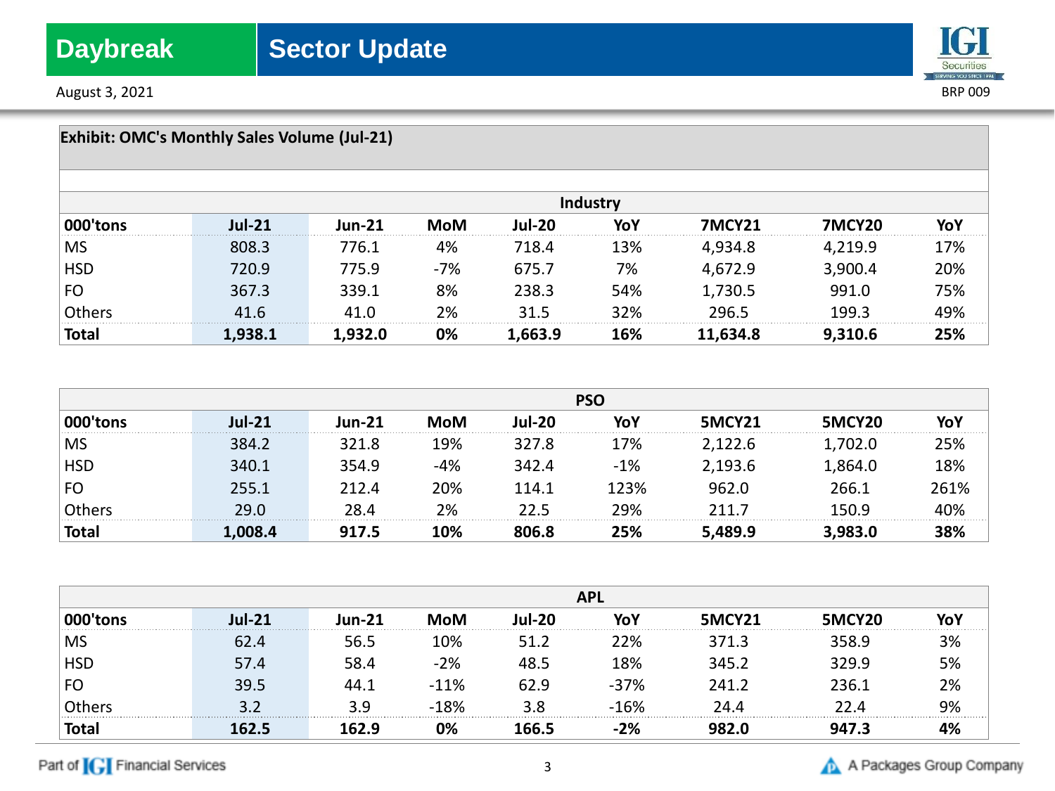**Exhibit: OMC's Monthly Sales Volume (Jul-21)**

| | Industry | | | | | | | |
|---|---|---|---|---|---|---|---|---|
| **000'tons** | **Jul-21** | **Jun-21** | **MoM** | **Jul-20** | **YoY** | **7MCY21** | **7MCY20** | **YoY** |
| MS | 808.3 | 776.1 | 4% | 718.4 | 13% | 4,934.8 | 4,219.9 | 17% |
| HSD | 720.9 | 775.9 | -7% | 675.7 | 7% | 4,672.9 | 3,900.4 | 20% |
| FO | 367.3 | 339.1 | 8% | 238.3 | 54% | 1,730.5 | 991.0 | 75% |
| Others | 41.6 | 41.0 | 2% | 31.5 | 32% | 296.5 | 199.3 | 49% |
| **Total** | **1,938.1** | **1,932.0** | **0%** | **1,663.9** | **16%** | **11,634.8** | **9,310.6** | **25%** |

| | PSO | | | | | | | |
|---|---|---|---|---|---|---|---|---|
| **000'tons** | **Jul-21** | **Jun-21** | **MoM** | **Jul-20** | **YoY** | **5MCY21** | **5MCY20** | **YoY** |
| MS | 384.2 | 321.8 | 19% | 327.8 | 17% | 2,122.6 | 1,702.0 | 25% |
| HSD | 340.1 | 354.9 | -4% | 342.4 | -1% | 2,193.6 | 1,864.0 | 18% |
| FO | 255.1 | 212.4 | 20% | 114.1 | 123% | 962.0 | 266.1 | 261% |
| Others | 29.0 | 28.4 | 2% | 22.5 | 29% | 211.7 | 150.9 | 40% |
| **Total** | **1,008.4** | **917.5** | **10%** | **806.8** | **25%** | **5,489.9** | **3,983.0** | **38%** |

| | APL | | | | | | | |
|---|---|---|---|---|---|---|---|---|
| **000'tons** | **Jul-21** | **Jun-21** | **MoM** | **Jul-20** | **YoY** | **5MCY21** | **5MCY20** | **YoY** |
| MS | 62.4 | 56.5 | 10% | 51.2 | 22% | 371.3 | 358.9 | 3% |
| HSD | 57.4 | 58.4 | -2% | 48.5 | 18% | 345.2 | 329.9 | 5% |
| FO | 39.5 | 44.1 | -11% | 62.9 | -37% | 241.2 | 236.1 | 2% |
| Others | 3.2 | 3.9 | -18% | 3.8 | -16% | 24.4 | 22.4 | 9% |
| **Total** | **162.5** | **162.9** | **0%** | **166.5** | **-2%** | **982.0** | **947.3** | **4%** |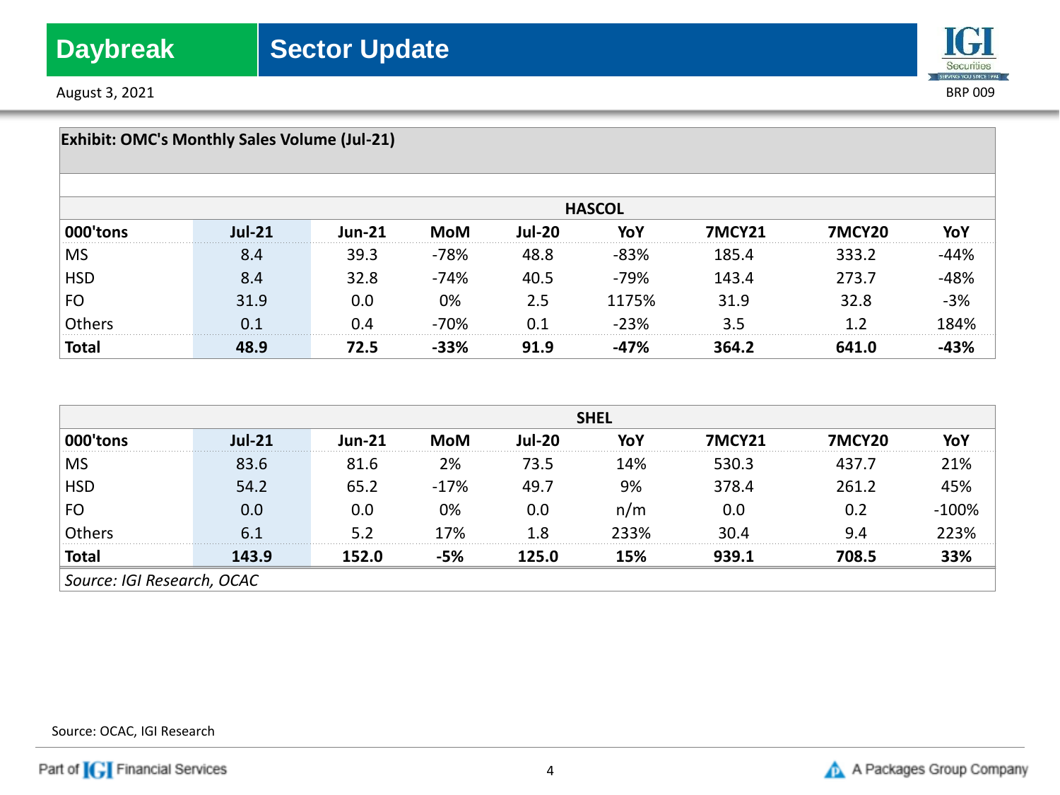**Exhibit: OMC's Monthly Sales Volume (Jul-21)**

| | HASCOL | | | | | | | |
|---|---|---|---|---|---|---|---|---|
| **000'tons** | **Jul-21** | **Jun-21** | **MoM** | **Jul-20** | **YoY** | **7MCY21** | **7MCY20** | **YoY** |
| MS | 8.4 | 39.3 | -78% | 48.8 | -83% | 185.4 | 333.2 | -44% |
| HSD | 8.4 | 32.8 | -74% | 40.5 | -79% | 143.4 | 273.7 | -48% |
| FO | 31.9 | 0.0 | 0% | 2.5 | 1175% | 31.9 | 32.8 | -3% |
| Others | 0.1 | 0.4 | -70% | 0.1 | -23% | 3.5 | 1.2 | 184% |
| **Total** | **48.9** | **72.5** | **-33%** | **91.9** | **-47%** | **364.2** | **641.0** | **-43%** |

| | SHEL | | | | | | | |
|---|---|---|---|---|---|---|---|---|
| **000'tons** | **Jul-21** | **Jun-21** | **MoM** | **Jul-20** | **YoY** | **7MCY21** | **7MCY20** | **YoY** |
| MS | 83.6 | 81.6 | 2% | 73.5 | 14% | 530.3 | 437.7 | 21% |
| HSD | 54.2 | 65.2 | -17% | 49.7 | 9% | 378.4 | 261.2 | 45% |
| FO | 0.0 | 0.0 | 0% | 0.0 | n/m | 0.0 | 0.2 | -100% |
| Others | 6.1 | 5.2 | 17% | 1.8 | 233% | 30.4 | 9.4 | 223% |
| **Total** | **143.9** | **152.0** | **-5%** | **125.0** | **15%** | **939.1** | **708.5** | **33%** |

*Source: IGI Research, OCAC*

Source: OCAC, IGI Research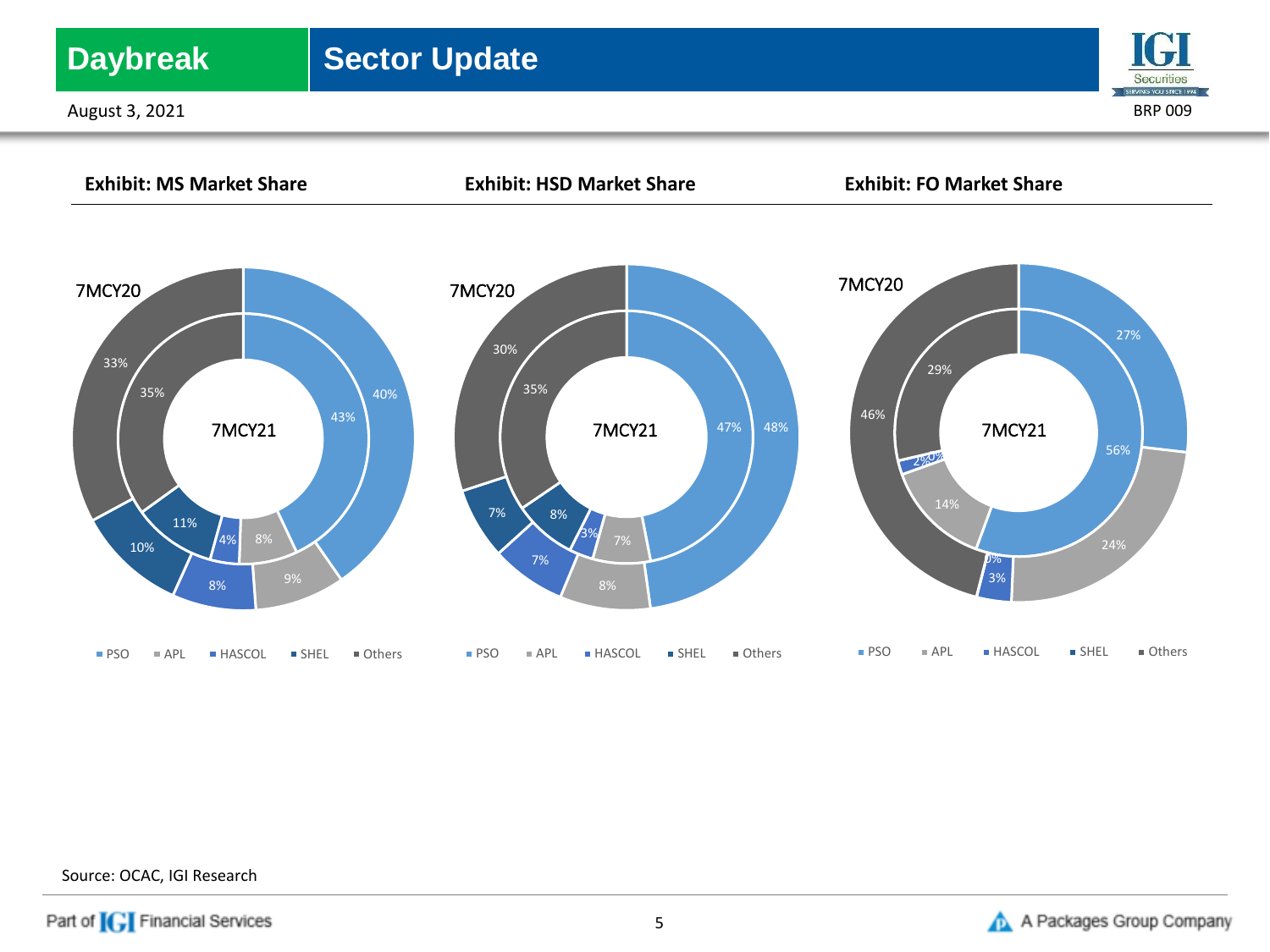**Exhibit: MS Market Share**

7MCY20 (outer ring) / 7MCY21 (inner ring)

| | 7MCY20 | 7MCY21 |
| --- | --- | --- |
| PSO | 40% | 43% |
| APL | 9% | 8% |
| HASCOL | 8% | 4% |
| SHEL | 10% | 11% |
| Others | 33% | 35% |

**Exhibit: HSD Market Share**

7MCY20 (outer ring) / 7MCY21 (inner ring)

| | 7MCY20 | 7MCY21 |
| --- | --- | --- |
| PSO | 48% | 47% |
| APL | 8% | 7% |
| HASCOL | 7% | 3% |
| SHEL | 7% | 8% |
| Others | 30% | 35% |

**Exhibit: FO Market Share**

7MCY20 (outer ring) / 7MCY21 (inner ring)

| | 7MCY20 | 7MCY21 |
| --- | --- | --- |
| PSO | 27% | 56% |
| APL | 24% | 14% |
| HASCOL | 3% | 2% |
| SHEL | 0% | 0% |
| Others | 46% | 29% |

Source: OCAC, IGI Research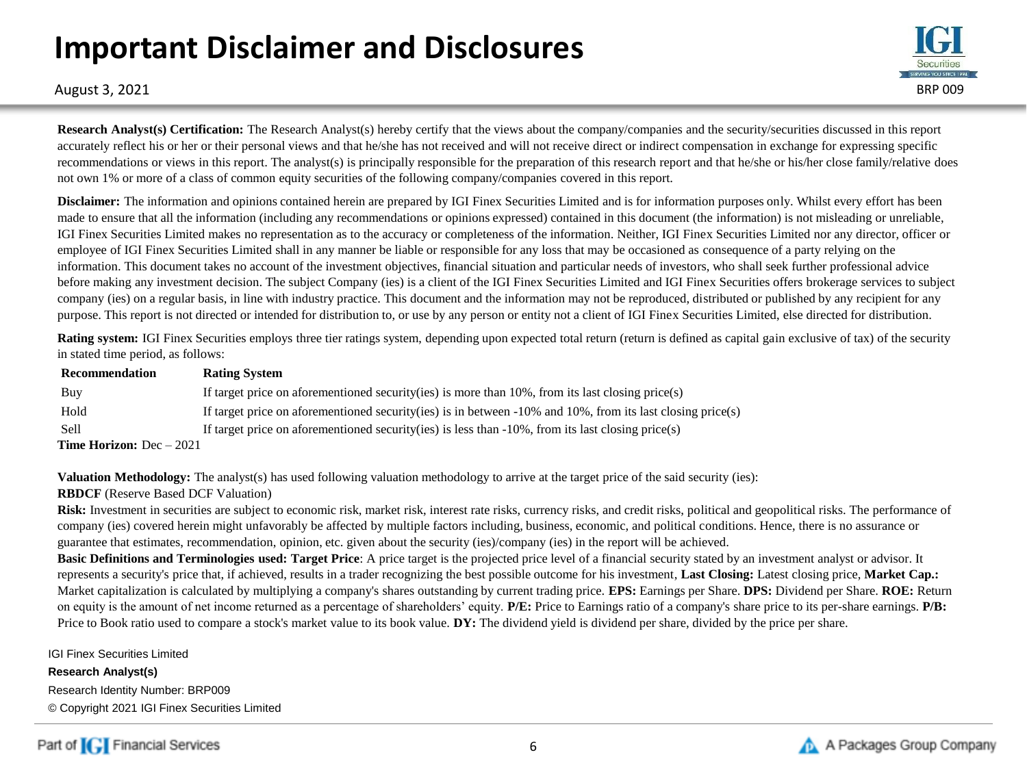# Important Disclaimer and Disclosures

August 3, 2021

BRP 009

**Research Analyst(s) Certification:** The Research Analyst(s) hereby certify that the views about the company/companies and the security/securities discussed in this report accurately reflect his or her or their personal views and that he/she has not received and will not receive direct or indirect compensation in exchange for expressing specific recommendations or views in this report. The analyst(s) is principally responsible for the preparation of this research report and that he/she or his/her close family/relative does not own 1% or more of a class of common equity securities of the following company/companies covered in this report.

**Disclaimer:** The information and opinions contained herein are prepared by IGI Finex Securities Limited and is for information purposes only. Whilst every effort has been made to ensure that all the information (including any recommendations or opinions expressed) contained in this document (the information) is not misleading or unreliable, IGI Finex Securities Limited makes no representation as to the accuracy or completeness of the information. Neither, IGI Finex Securities Limited nor any director, officer or employee of IGI Finex Securities Limited shall in any manner be liable or responsible for any loss that may be occasioned as consequence of a party relying on the information. This document takes no account of the investment objectives, financial situation and particular needs of investors, who shall seek further professional advice before making any investment decision. The subject Company (ies) is a client of the IGI Finex Securities Limited and IGI Finex Securities offers brokerage services to subject company (ies) on a regular basis, in line with industry practice. This document and the information may not be reproduced, distributed or published by any recipient for any purpose. This report is not directed or intended for distribution to, or use by any person or entity not a client of IGI Finex Securities Limited, else directed for distribution.

**Rating system:** IGI Finex Securities employs three tier ratings system, depending upon expected total return (return is defined as capital gain exclusive of tax) of the security in stated time period, as follows:

| Recommendation | Rating System |
|---|---|
| Buy | If target price on aforementioned security(ies) is more than 10%, from its last closing price(s) |
| Hold | If target price on aforementioned security(ies) is in between -10% and 10%, from its last closing price(s) |
| Sell | If target price on aforementioned security(ies) is less than -10%, from its last closing price(s) |

**Time Horizon:** Dec – 2021

**Valuation Methodology:** The analyst(s) has used following valuation methodology to arrive at the target price of the said security (ies):

**RBDCF** (Reserve Based DCF Valuation)

**Risk:** Investment in securities are subject to economic risk, market risk, interest rate risks, currency risks, and credit risks, political and geopolitical risks. The performance of company (ies) covered herein might unfavorably be affected by multiple factors including, business, economic, and political conditions. Hence, there is no assurance or guarantee that estimates, recommendation, opinion, etc. given about the security (ies)/company (ies) in the report will be achieved.

**Basic Definitions and Terminologies used: Target Price**: A price target is the projected price level of a financial security stated by an investment analyst or advisor. It represents a security's price that, if achieved, results in a trader recognizing the best possible outcome for his investment, **Last Closing:** Latest closing price, **Market Cap.:** Market capitalization is calculated by multiplying a company's shares outstanding by current trading price. **EPS:** Earnings per Share. **DPS:** Dividend per Share. **ROE:** Return on equity is the amount of net income returned as a percentage of shareholders' equity. **P/E:** Price to Earnings ratio of a company's share price to its per-share earnings. **P/B:** Price to Book ratio used to compare a stock's market value to its book value. **DY:** The dividend yield is dividend per share, divided by the price per share.

IGI Finex Securities Limited

**Research Analyst(s)**

Research Identity Number: BRP009

© Copyright 2021 IGI Finex Securities Limited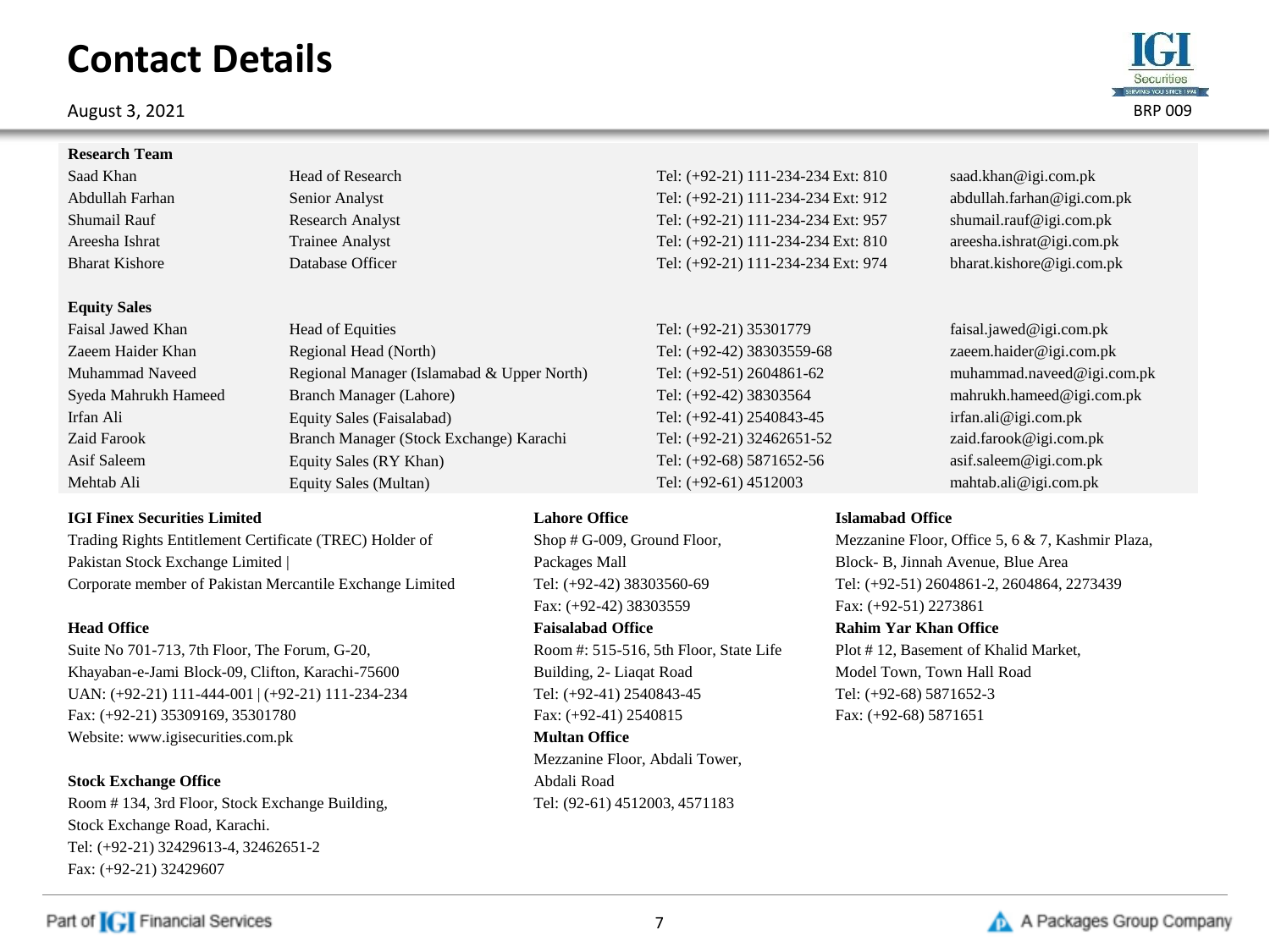# Contact Details

August 3, 2021

BRP 009

| | | | |
|---|---|---|---|
| **Research Team** | | | |
| Saad Khan | Head of Research | Tel: (+92-21) 111-234-234 Ext: 810 | saad.khan@igi.com.pk |
| Abdullah Farhan | Senior Analyst | Tel: (+92-21) 111-234-234 Ext: 912 | abdullah.farhan@igi.com.pk |
| Shumail Rauf | Research Analyst | Tel: (+92-21) 111-234-234 Ext: 957 | shumail.rauf@igi.com.pk |
| Areesha Ishrat | Trainee Analyst | Tel: (+92-21) 111-234-234 Ext: 810 | areesha.ishrat@igi.com.pk |
| Bharat Kishore | Database Officer | Tel: (+92-21) 111-234-234 Ext: 974 | bharat.kishore@igi.com.pk |
| **Equity Sales** | | | |
| Faisal Jawed Khan | Head of Equities | Tel: (+92-21) 35301779 | faisal.jawed@igi.com.pk |
| Zaeem Haider Khan | Regional Head (North) | Tel: (+92-42) 38303559-68 | zaeem.haider@igi.com.pk |
| Muhammad Naveed | Regional Manager (Islamabad & Upper North) | Tel: (+92-51) 2604861-62 | muhammad.naveed@igi.com.pk |
| Syeda Mahrukh Hameed | Branch Manager (Lahore) | Tel: (+92-42) 38303564 | mahrukh.hameed@igi.com.pk |
| Irfan Ali | Equity Sales (Faisalabad) | Tel: (+92-41) 2540843-45 | irfan.ali@igi.com.pk |
| Zaid Farook | Branch Manager (Stock Exchange) Karachi | Tel: (+92-21) 32462651-52 | zaid.farook@igi.com.pk |
| Asif Saleem | Equity Sales (RY Khan) | Tel: (+92-68) 5871652-56 | asif.saleem@igi.com.pk |
| Mehtab Ali | Equity Sales (Multan) | Tel: (+92-61) 4512003 | mahtab.ali@igi.com.pk |

**IGI Finex Securities Limited**
Trading Rights Entitlement Certificate (TREC) Holder of
Pakistan Stock Exchange Limited |
Corporate member of Pakistan Mercantile Exchange Limited

**Head Office**
Suite No 701-713, 7th Floor, The Forum, G-20,
Khayaban-e-Jami Block-09, Clifton, Karachi-75600
UAN: (+92-21) 111-444-001 | (+92-21) 111-234-234
Fax: (+92-21) 35309169, 35301780
Website: www.igisecurities.com.pk

**Stock Exchange Office**
Room # 134, 3rd Floor, Stock Exchange Building,
Stock Exchange Road, Karachi.
Tel: (+92-21) 32429613-4, 32462651-2
Fax: (+92-21) 32429607

**Lahore Office**
Shop # G-009, Ground Floor,
Packages Mall
Tel: (+92-42) 38303560-69
Fax: (+92-42) 38303559

**Faisalabad Office**
Room #: 515-516, 5th Floor, State Life
Building, 2- Liaqat Road
Tel: (+92-41) 2540843-45
Fax: (+92-41) 2540815

**Multan Office**
Mezzanine Floor, Abdali Tower,
Abdali Road
Tel: (92-61) 4512003, 4571183

**Islamabad Office**
Mezzanine Floor, Office 5, 6 & 7, Kashmir Plaza,
Block- B, Jinnah Avenue, Blue Area
Tel: (+92-51) 2604861-2, 2604864, 2273439
Fax: (+92-51) 2273861

**Rahim Yar Khan Office**
Plot # 12, Basement of Khalid Market,
Model Town, Town Hall Road
Tel: (+92-68) 5871652-3
Fax: (+92-68) 5871651